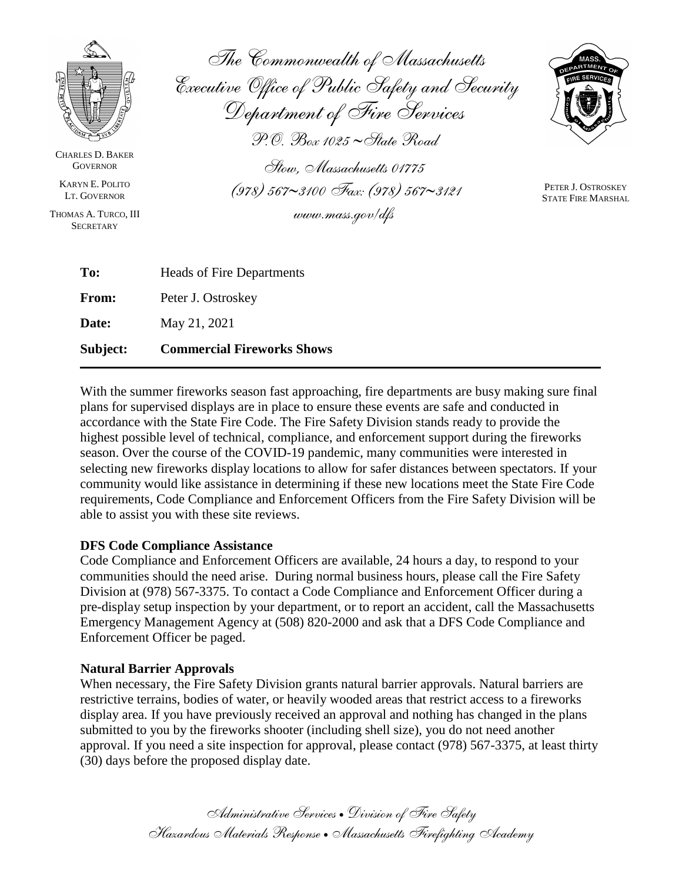CHARLES D. BAKER
GOVERNOR

KARYN E. POLITO
LT. GOVERNOR

THOMAS A. TURCO, III
SECRETARY

*The Commonwealth of Massachusetts*
*Executive Office of Public Safety and Security*
*Department of Fire Services*
*P.O. Box 1025 ~ State Road*
*Stow, Massachusetts 01775*
*(978) 567~3100 Fax: (978) 567~3121*
*www.mass.gov/dfs*

PETER J. OSTROSKEY
STATE FIRE MARSHAL

**To:** Heads of Fire Departments

**From:** Peter J. Ostroskey

**Date:** May 21, 2021

**Subject:** **Commercial Fireworks Shows**

---

With the summer fireworks season fast approaching, fire departments are busy making sure final plans for supervised displays are in place to ensure these events are safe and conducted in accordance with the State Fire Code. The Fire Safety Division stands ready to provide the highest possible level of technical, compliance, and enforcement support during the fireworks season. Over the course of the COVID-19 pandemic, many communities were interested in selecting new fireworks display locations to allow for safer distances between spectators. If your community would like assistance in determining if these new locations meet the State Fire Code requirements, Code Compliance and Enforcement Officers from the Fire Safety Division will be able to assist you with these site reviews.

**DFS Code Compliance Assistance**

Code Compliance and Enforcement Officers are available, 24 hours a day, to respond to your communities should the need arise. During normal business hours, please call the Fire Safety Division at (978) 567-3375. To contact a Code Compliance and Enforcement Officer during a pre-display setup inspection by your department, or to report an accident, call the Massachusetts Emergency Management Agency at (508) 820-2000 and ask that a DFS Code Compliance and Enforcement Officer be paged.

**Natural Barrier Approvals**

When necessary, the Fire Safety Division grants natural barrier approvals. Natural barriers are restrictive terrains, bodies of water, or heavily wooded areas that restrict access to a fireworks display area. If you have previously received an approval and nothing has changed in the plans submitted to you by the fireworks shooter (including shell size), you do not need another approval. If you need a site inspection for approval, please contact (978) 567-3375, at least thirty (30) days before the proposed display date.

*Administrative Services • Division of Fire Safety*
*Hazardous Materials Response • Massachusetts Firefighting Academy*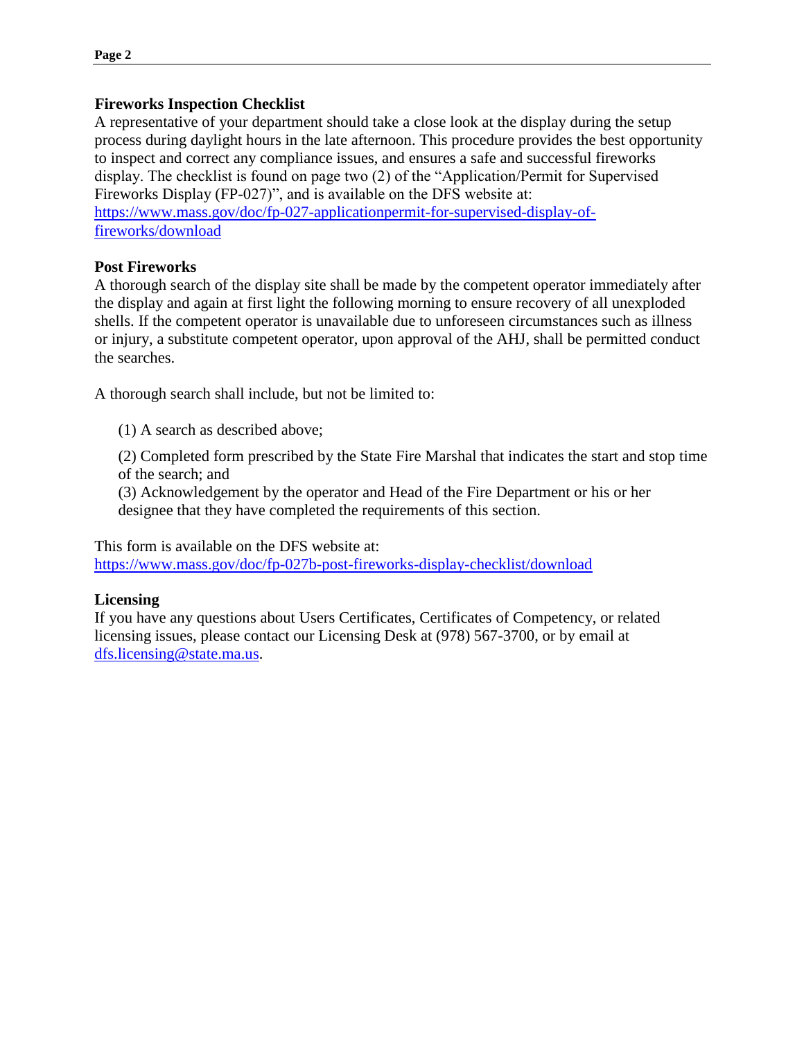## Fireworks Inspection Checklist

A representative of your department should take a close look at the display during the setup process during daylight hours in the late afternoon. This procedure provides the best opportunity to inspect and correct any compliance issues, and ensures a safe and successful fireworks display. The checklist is found on page two (2) of the "Application/Permit for Supervised Fireworks Display (FP-027)", and is available on the DFS website at: https://www.mass.gov/doc/fp-027-applicationpermit-for-supervised-display-of-fireworks/download

## Post Fireworks

A thorough search of the display site shall be made by the competent operator immediately after the display and again at first light the following morning to ensure recovery of all unexploded shells. If the competent operator is unavailable due to unforeseen circumstances such as illness or injury, a substitute competent operator, upon approval of the AHJ, shall be permitted conduct the searches.

A thorough search shall include, but not be limited to:

(1) A search as described above;

(2) Completed form prescribed by the State Fire Marshal that indicates the start and stop time of the search; and

(3) Acknowledgement by the operator and Head of the Fire Department or his or her designee that they have completed the requirements of this section.

This form is available on the DFS website at: https://www.mass.gov/doc/fp-027b-post-fireworks-display-checklist/download

## Licensing

If you have any questions about Users Certificates, Certificates of Competency, or related licensing issues, please contact our Licensing Desk at (978) 567-3700, or by email at dfs.licensing@state.ma.us.